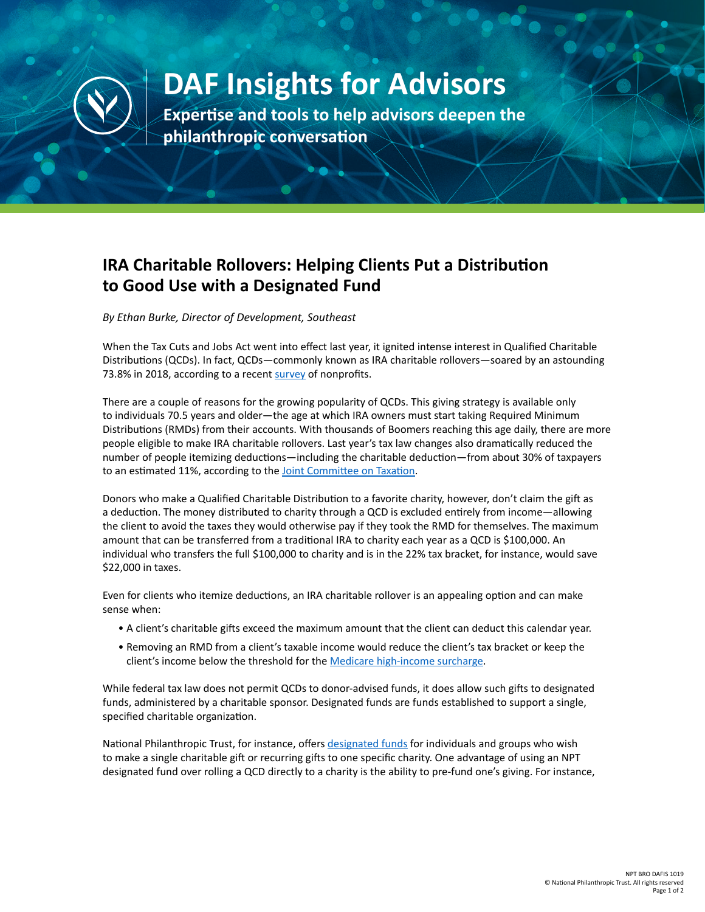# DAF Insights for Advisors

**Expertise and tools to help advisors deepen the philanthropic conversation**

## IRA Charitable Rollovers: Helping Clients Put a Distribution to Good Use with a Designated Fund

*By Ethan Burke, Director of Development, Southeast*

When the Tax Cuts and Jobs Act went into effect last year, it ignited intense interest in Qualified Charitable Distributions (QCDs). In fact, QCDs—commonly known as IRA charitable rollovers—soared by an astounding 73.8% in 2018, according to a recent survey of nonprofits.

There are a couple of reasons for the growing popularity of QCDs. This giving strategy is available only to individuals 70.5 years and older—the age at which IRA owners must start taking Required Minimum Distributions (RMDs) from their accounts. With thousands of Boomers reaching this age daily, there are more people eligible to make IRA charitable rollovers. Last year's tax law changes also dramatically reduced the number of people itemizing deductions—including the charitable deduction—from about 30% of taxpayers to an estimated 11%, according to the Joint Committee on Taxation.

Donors who make a Qualified Charitable Distribution to a favorite charity, however, don't claim the gift as a deduction. The money distributed to charity through a QCD is excluded entirely from income—allowing the client to avoid the taxes they would otherwise pay if they took the RMD for themselves. The maximum amount that can be transferred from a traditional IRA to charity each year as a QCD is $100,000. An individual who transfers the full $100,000 to charity and is in the 22% tax bracket, for instance, would save $22,000 in taxes.

Even for clients who itemize deductions, an IRA charitable rollover is an appealing option and can make sense when:

- A client's charitable gifts exceed the maximum amount that the client can deduct this calendar year.
- Removing an RMD from a client's taxable income would reduce the client's tax bracket or keep the client's income below the threshold for the Medicare high-income surcharge.

While federal tax law does not permit QCDs to donor-advised funds, it does allow such gifts to designated funds, administered by a charitable sponsor. Designated funds are funds established to support a single, specified charitable organization.

National Philanthropic Trust, for instance, offers designated funds for individuals and groups who wish to make a single charitable gift or recurring gifts to one specific charity. One advantage of using an NPT designated fund over rolling a QCD directly to a charity is the ability to pre-fund one's giving. For instance,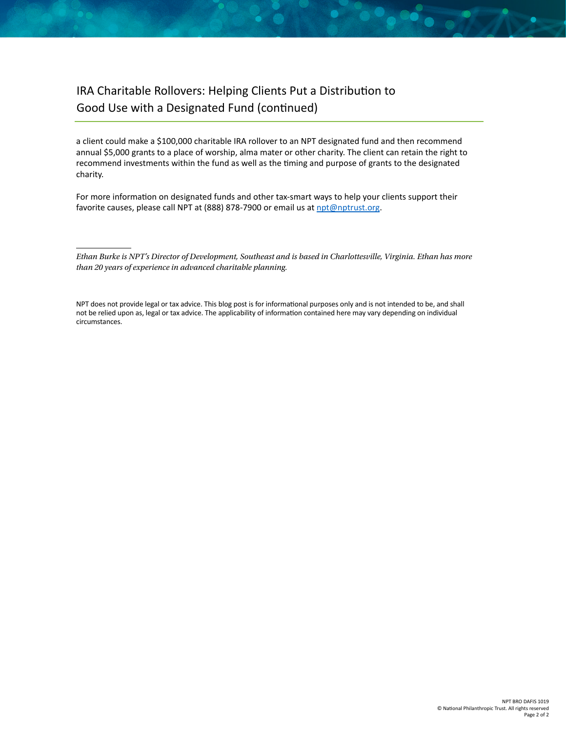# IRA Charitable Rollovers: Helping Clients Put a Distribution to Good Use with a Designated Fund (continued)

a client could make a $100,000 charitable IRA rollover to an NPT designated fund and then recommend annual $5,000 grants to a place of worship, alma mater or other charity. The client can retain the right to recommend investments within the fund as well as the timing and purpose of grants to the designated charity.

For more information on designated funds and other tax-smart ways to help your clients support their favorite causes, please call NPT at (888) 878-7900 or email us at npt@nptrust.org.

---

*Ethan Burke is NPT's Director of Development, Southeast and is based in Charlottesville, Virginia. Ethan has more than 20 years of experience in advanced charitable planning.*

NPT does not provide legal or tax advice. This blog post is for informational purposes only and is not intended to be, and shall not be relied upon as, legal or tax advice. The applicability of information contained here may vary depending on individual circumstances.

NPT BRO DAFIS 1019
© National Philanthropic Trust. All rights reserved